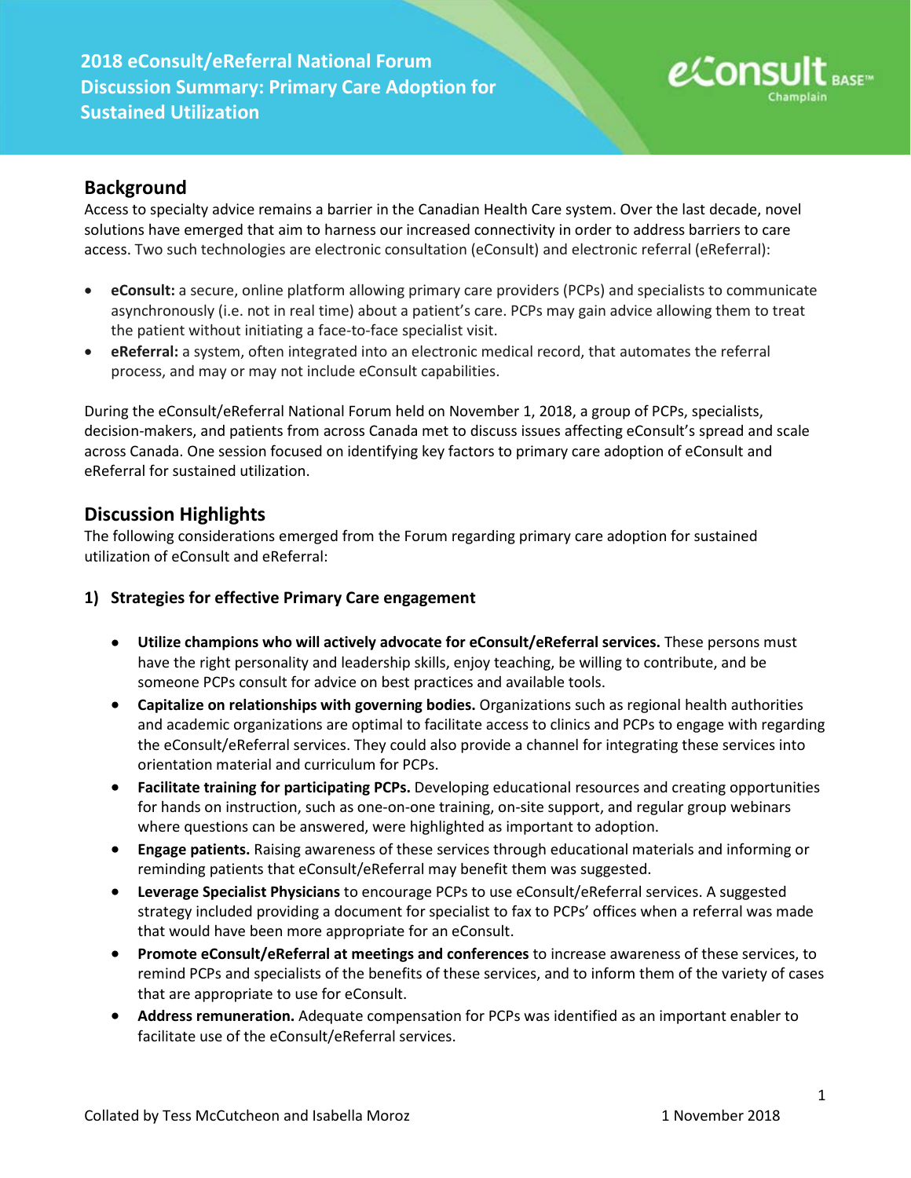# 2018 eConsult/eReferral National Forum Discussion Summary: Primary Care Adoption for Sustained Utilization

## Background

Access to specialty advice remains a barrier in the Canadian Health Care system. Over the last decade, novel solutions have emerged that aim to harness our increased connectivity in order to address barriers to care access. Two such technologies are electronic consultation (eConsult) and electronic referral (eReferral):

- **eConsult:** a secure, online platform allowing primary care providers (PCPs) and specialists to communicate asynchronously (i.e. not in real time) about a patient's care. PCPs may gain advice allowing them to treat the patient without initiating a face-to-face specialist visit.
- **eReferral:** a system, often integrated into an electronic medical record, that automates the referral process, and may or may not include eConsult capabilities.

During the eConsult/eReferral National Forum held on November 1, 2018, a group of PCPs, specialists, decision-makers, and patients from across Canada met to discuss issues affecting eConsult's spread and scale across Canada. One session focused on identifying key factors to primary care adoption of eConsult and eReferral for sustained utilization.

## Discussion Highlights

The following considerations emerged from the Forum regarding primary care adoption for sustained utilization of eConsult and eReferral:

### 1) Strategies for effective Primary Care engagement

- **Utilize champions who will actively advocate for eConsult/eReferral services.** These persons must have the right personality and leadership skills, enjoy teaching, be willing to contribute, and be someone PCPs consult for advice on best practices and available tools.
- **Capitalize on relationships with governing bodies.** Organizations such as regional health authorities and academic organizations are optimal to facilitate access to clinics and PCPs to engage with regarding the eConsult/eReferral services. They could also provide a channel for integrating these services into orientation material and curriculum for PCPs.
- **Facilitate training for participating PCPs.** Developing educational resources and creating opportunities for hands on instruction, such as one-on-one training, on-site support, and regular group webinars where questions can be answered, were highlighted as important to adoption.
- **Engage patients.** Raising awareness of these services through educational materials and informing or reminding patients that eConsult/eReferral may benefit them was suggested.
- **Leverage Specialist Physicians** to encourage PCPs to use eConsult/eReferral services. A suggested strategy included providing a document for specialist to fax to PCPs' offices when a referral was made that would have been more appropriate for an eConsult.
- **Promote eConsult/eReferral at meetings and conferences** to increase awareness of these services, to remind PCPs and specialists of the benefits of these services, and to inform them of the variety of cases that are appropriate to use for eConsult.
- **Address remuneration.** Adequate compensation for PCPs was identified as an important enabler to facilitate use of the eConsult/eReferral services.

Collated by Tess McCutcheon and Isabella Moroz — 1 November 2018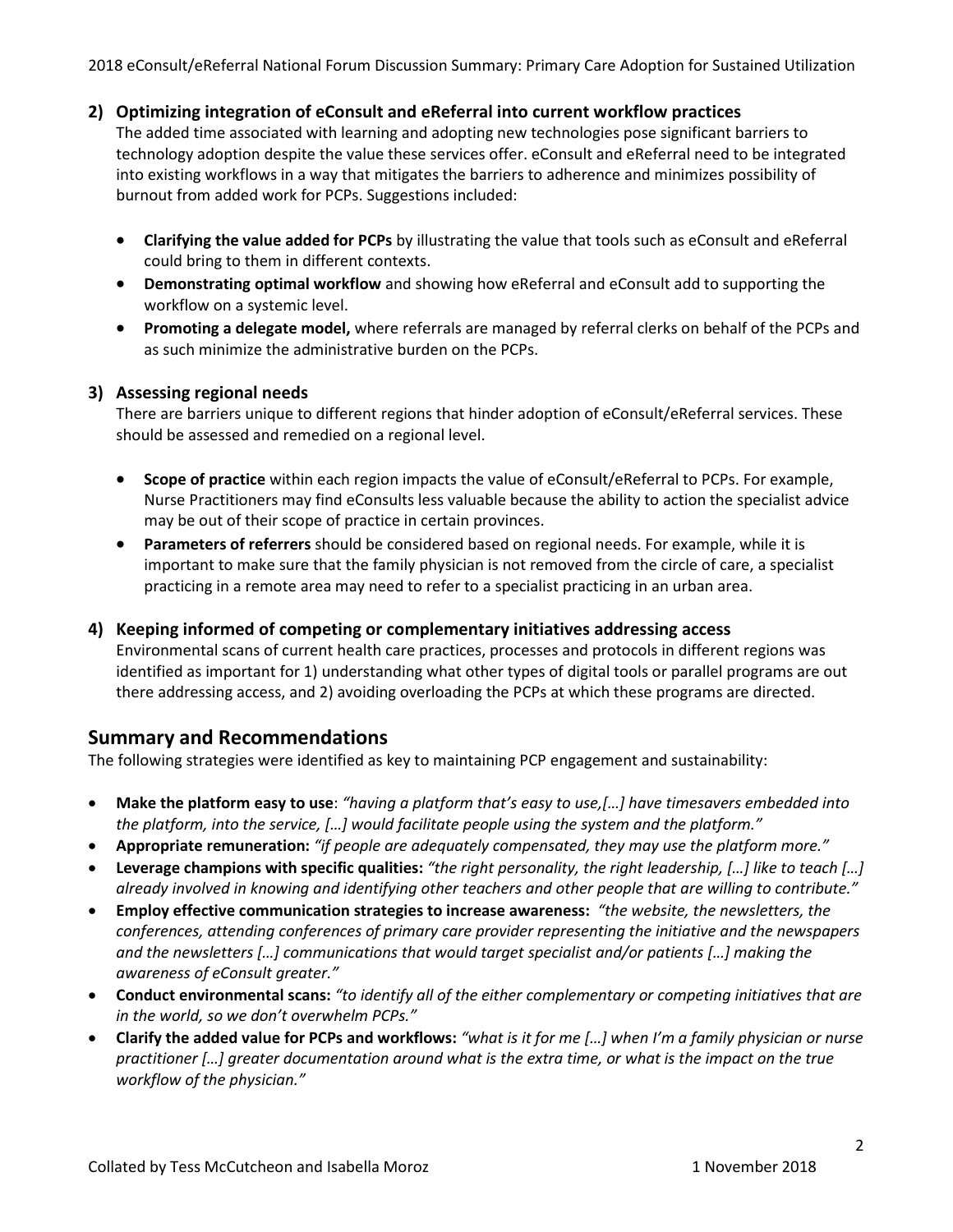### 2) Optimizing integration of eConsult and eReferral into current workflow practices

The added time associated with learning and adopting new technologies pose significant barriers to technology adoption despite the value these services offer. eConsult and eReferral need to be integrated into existing workflows in a way that mitigates the barriers to adherence and minimizes possibility of burnout from added work for PCPs. Suggestions included:

- **Clarifying the value added for PCPs** by illustrating the value that tools such as eConsult and eReferral could bring to them in different contexts.
- **Demonstrating optimal workflow** and showing how eReferral and eConsult add to supporting the workflow on a systemic level.
- **Promoting a delegate model,** where referrals are managed by referral clerks on behalf of the PCPs and as such minimize the administrative burden on the PCPs.

### 3) Assessing regional needs

There are barriers unique to different regions that hinder adoption of eConsult/eReferral services. These should be assessed and remedied on a regional level.

- **Scope of practice** within each region impacts the value of eConsult/eReferral to PCPs. For example, Nurse Practitioners may find eConsults less valuable because the ability to action the specialist advice may be out of their scope of practice in certain provinces.
- **Parameters of referrers** should be considered based on regional needs. For example, while it is important to make sure that the family physician is not removed from the circle of care, a specialist practicing in a remote area may need to refer to a specialist practicing in an urban area.

### 4) Keeping informed of competing or complementary initiatives addressing access

Environmental scans of current health care practices, processes and protocols in different regions was identified as important for 1) understanding what other types of digital tools or parallel programs are out there addressing access, and 2) avoiding overloading the PCPs at which these programs are directed.

## Summary and Recommendations

The following strategies were identified as key to maintaining PCP engagement and sustainability:

- **Make the platform easy to use**: *"having a platform that's easy to use,[…] have timesavers embedded into the platform, into the service, […] would facilitate people using the system and the platform."*
- **Appropriate remuneration:** *"if people are adequately compensated, they may use the platform more."*
- **Leverage champions with specific qualities:** *"the right personality, the right leadership, […] like to teach […] already involved in knowing and identifying other teachers and other people that are willing to contribute."*
- **Employ effective communication strategies to increase awareness:** *"the website, the newsletters, the conferences, attending conferences of primary care provider representing the initiative and the newspapers and the newsletters […] communications that would target specialist and/or patients […] making the awareness of eConsult greater."*
- **Conduct environmental scans:** *"to identify all of the either complementary or competing initiatives that are in the world, so we don't overwhelm PCPs."*
- **Clarify the added value for PCPs and workflows:** *"what is it for me […] when I'm a family physician or nurse practitioner […] greater documentation around what is the extra time, or what is the impact on the true workflow of the physician."*